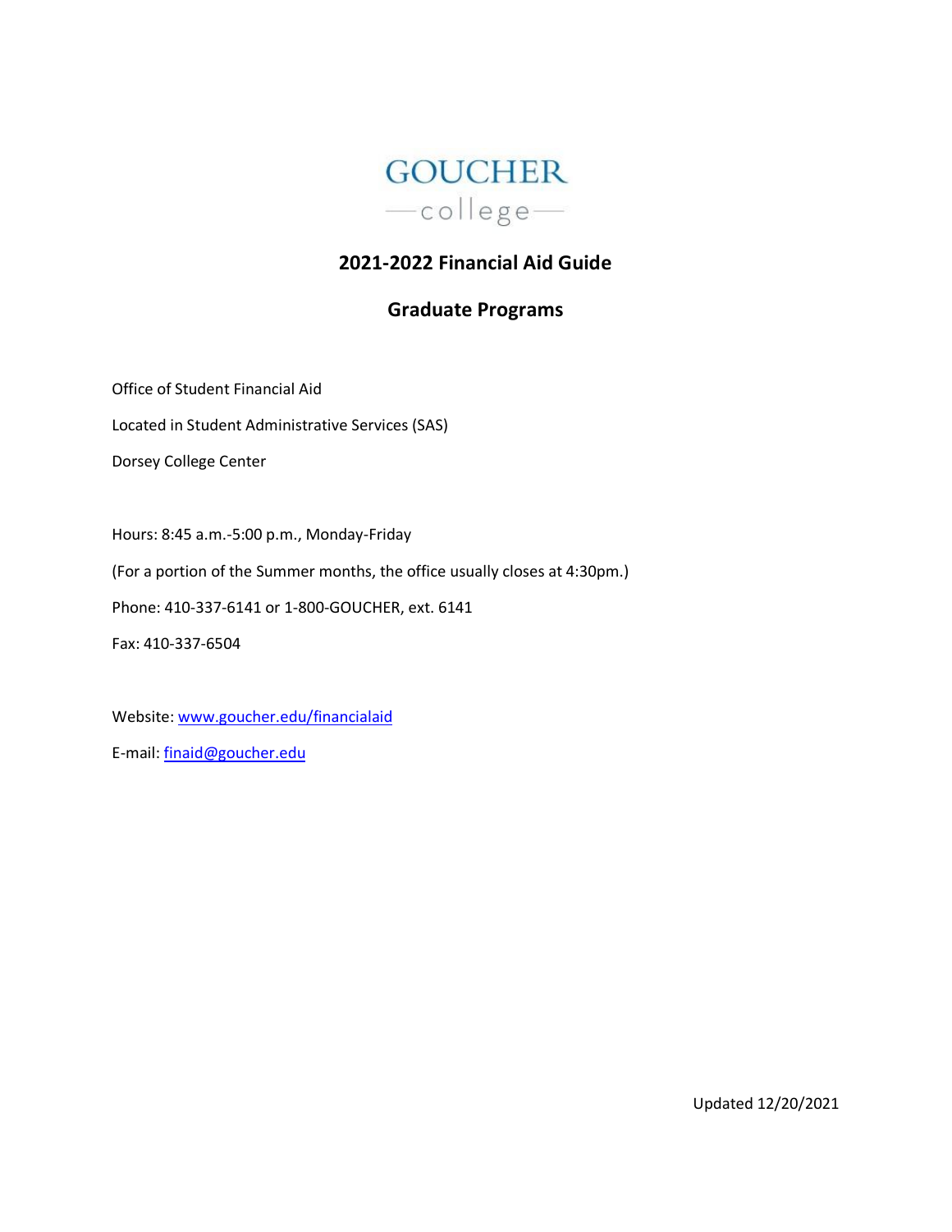GOUCHER

—college—

# 2021-2022 Financial Aid Guide

## Graduate Programs

Office of Student Financial Aid

Located in Student Administrative Services (SAS)

Dorsey College Center

Hours: 8:45 a.m.-5:00 p.m., Monday-Friday

(For a portion of the Summer months, the office usually closes at 4:30pm.)

Phone: 410-337-6141 or 1-800-GOUCHER, ext. 6141

Fax: 410-337-6504

Website: [www.goucher.edu/financialaid](http://www.goucher.edu/financialaid)

E-mail: [finaid@goucher.edu](mailto:finaid@goucher.edu)

Updated 12/20/2021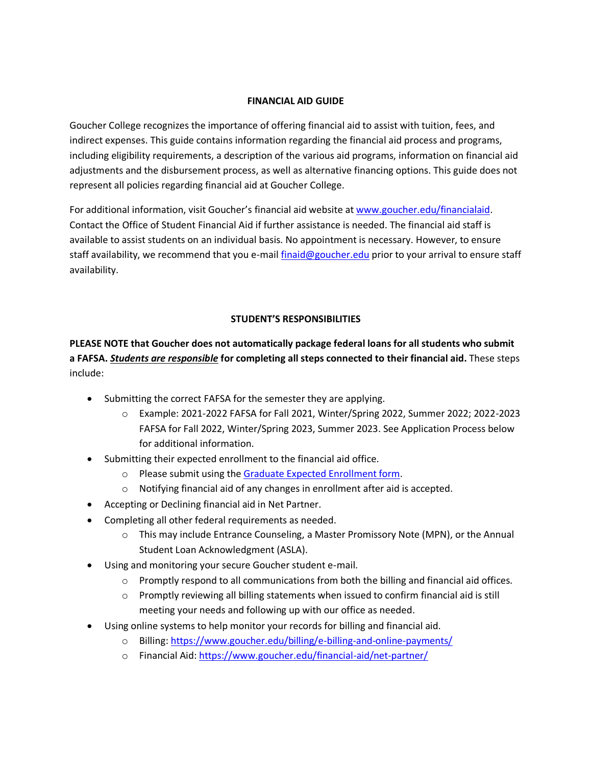## FINANCIAL AID GUIDE

Goucher College recognizes the importance of offering financial aid to assist with tuition, fees, and indirect expenses. This guide contains information regarding the financial aid process and programs, including eligibility requirements, a description of the various aid programs, information on financial aid adjustments and the disbursement process, as well as alternative financing options. This guide does not represent all policies regarding financial aid at Goucher College.

For additional information, visit Goucher's financial aid website at [www.goucher.edu/financialaid](www.goucher.edu/financialaid). Contact the Office of Student Financial Aid if further assistance is needed. The financial aid staff is available to assist students on an individual basis. No appointment is necessary. However, to ensure staff availability, we recommend that you e-mail [finaid@goucher.edu](mailto:finaid@goucher.edu) prior to your arrival to ensure staff availability.

## STUDENT'S RESPONSIBILITIES

**PLEASE NOTE that Goucher does not automatically package federal loans for all students who submit a FAFSA. *Students are responsible* for completing all steps connected to their financial aid.** These steps include:

- Submitting the correct FAFSA for the semester they are applying.
  - Example: 2021-2022 FAFSA for Fall 2021, Winter/Spring 2022, Summer 2022; 2022-2023 FAFSA for Fall 2022, Winter/Spring 2023, Summer 2023. See Application Process below for additional information.
- Submitting their expected enrollment to the financial aid office.
  - Please submit using the Graduate Expected Enrollment form.
  - Notifying financial aid of any changes in enrollment after aid is accepted.
- Accepting or Declining financial aid in Net Partner.
- Completing all other federal requirements as needed.
  - This may include Entrance Counseling, a Master Promissory Note (MPN), or the Annual Student Loan Acknowledgment (ASLA).
- Using and monitoring your secure Goucher student e-mail.
  - Promptly respond to all communications from both the billing and financial aid offices.
  - Promptly reviewing all billing statements when issued to confirm financial aid is still meeting your needs and following up with our office as needed.
- Using online systems to help monitor your records for billing and financial aid.
  - Billing: [https://www.goucher.edu/billing/e-billing-and-online-payments/](https://www.goucher.edu/billing/e-billing-and-online-payments/)
  - Financial Aid: [https://www.goucher.edu/financial-aid/net-partner/](https://www.goucher.edu/financial-aid/net-partner/)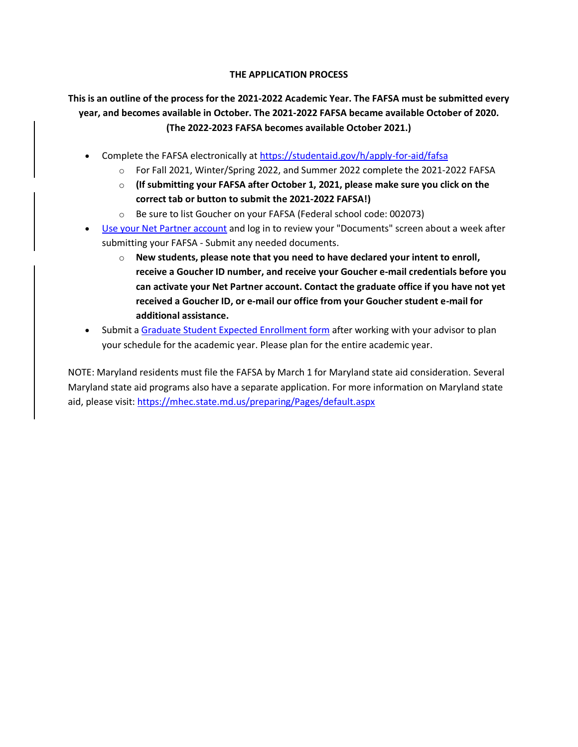## THE APPLICATION PROCESS

**This is an outline of the process for the 2021-2022 Academic Year. The FAFSA must be submitted every year, and becomes available in October. The 2021-2022 FAFSA became available October of 2020. (The 2022-2023 FAFSA becomes available October 2021.)**

- Complete the FAFSA electronically at https://studentaid.gov/h/apply-for-aid/fafsa
  - For Fall 2021, Winter/Spring 2022, and Summer 2022 complete the 2021-2022 FAFSA
  - **(If submitting your FAFSA after October 1, 2021, please make sure you click on the correct tab or button to submit the 2021-2022 FAFSA!)**
  - Be sure to list Goucher on your FAFSA (Federal school code: 002073)
- Use your Net Partner account and log in to review your "Documents" screen about a week after submitting your FAFSA - Submit any needed documents.
  - **New students, please note that you need to have declared your intent to enroll, receive a Goucher ID number, and receive your Goucher e-mail credentials before you can activate your Net Partner account. Contact the graduate office if you have not yet received a Goucher ID, or e-mail our office from your Goucher student e-mail for additional assistance.**
- Submit a Graduate Student Expected Enrollment form after working with your advisor to plan your schedule for the academic year. Please plan for the entire academic year.

NOTE: Maryland residents must file the FAFSA by March 1 for Maryland state aid consideration. Several Maryland state aid programs also have a separate application. For more information on Maryland state aid, please visit: https://mhec.state.md.us/preparing/Pages/default.aspx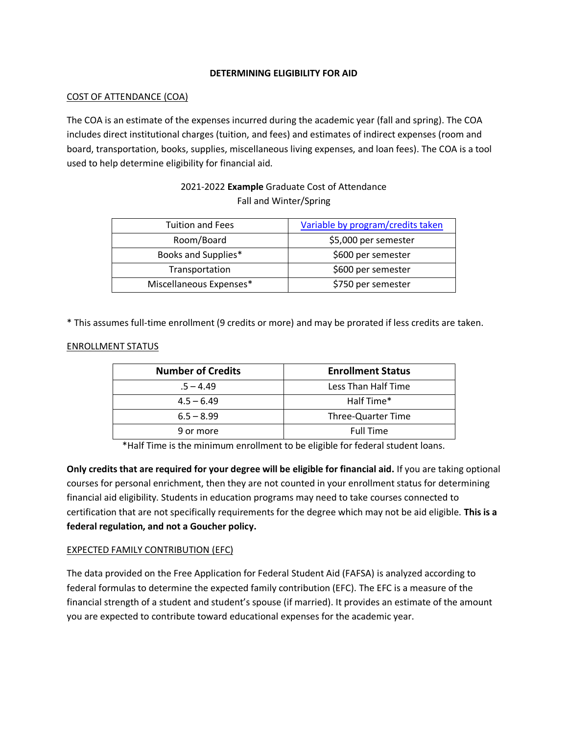# DETERMINING ELIGIBILITY FOR AID

## COST OF ATTENDANCE (COA)

The COA is an estimate of the expenses incurred during the academic year (fall and spring). The COA includes direct institutional charges (tuition, and fees) and estimates of indirect expenses (room and board, transportation, books, supplies, miscellaneous living expenses, and loan fees). The COA is a tool used to help determine eligibility for financial aid.

2021-2022 **Example** Graduate Cost of Attendance
Fall and Winter/Spring

| | |
|---|---|
| Tuition and Fees | [Variable by program/credits taken] |
| Room/Board | $5,000 per semester |
| Books and Supplies* | $600 per semester |
| Transportation | $600 per semester |
| Miscellaneous Expenses* | $750 per semester |

* This assumes full-time enrollment (9 credits or more) and may be prorated if less credits are taken.

## ENROLLMENT STATUS

| Number of Credits | Enrollment Status |
|---|---|
| .5 – 4.49 | Less Than Half Time |
| 4.5 – 6.49 | Half Time* |
| 6.5 – 8.99 | Three-Quarter Time |
| 9 or more | Full Time |

*Half Time is the minimum enrollment to be eligible for federal student loans.

**Only credits that are required for your degree will be eligible for financial aid.** If you are taking optional courses for personal enrichment, then they are not counted in your enrollment status for determining financial aid eligibility. Students in education programs may need to take courses connected to certification that are not specifically requirements for the degree which may not be aid eligible. **This is a federal regulation, and not a Goucher policy.**

## EXPECTED FAMILY CONTRIBUTION (EFC)

The data provided on the Free Application for Federal Student Aid (FAFSA) is analyzed according to federal formulas to determine the expected family contribution (EFC). The EFC is a measure of the financial strength of a student and student's spouse (if married). It provides an estimate of the amount you are expected to contribute toward educational expenses for the academic year.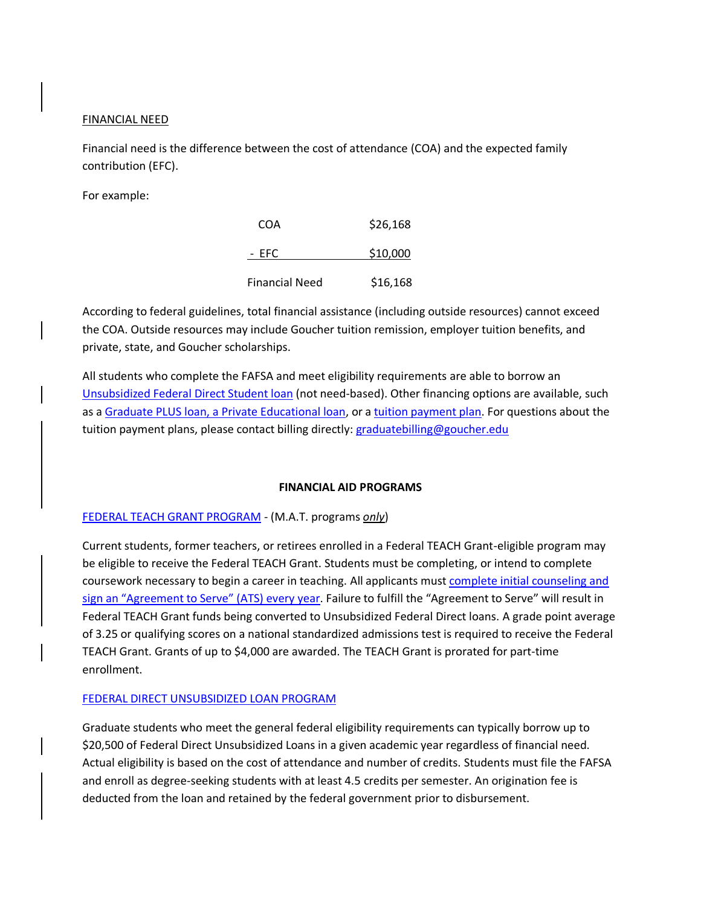FINANCIAL NEED

Financial need is the difference between the cost of attendance (COA) and the expected family contribution (EFC).

For example:

| | |
|---|---|
| COA | $26,168 |
| - EFC | $10,000 |
| Financial Need | $16,168 |

According to federal guidelines, total financial assistance (including outside resources) cannot exceed the COA. Outside resources may include Goucher tuition remission, employer tuition benefits, and private, state, and Goucher scholarships.

All students who complete the FAFSA and meet eligibility requirements are able to borrow an Unsubsidized Federal Direct Student loan (not need-based). Other financing options are available, such as a Graduate PLUS loan, a Private Educational loan, or a tuition payment plan. For questions about the tuition payment plans, please contact billing directly: graduatebilling@goucher.edu

## FINANCIAL AID PROGRAMS

FEDERAL TEACH GRANT PROGRAM - (M.A.T. programs ***only***)

Current students, former teachers, or retirees enrolled in a Federal TEACH Grant-eligible program may be eligible to receive the Federal TEACH Grant. Students must be completing, or intend to complete coursework necessary to begin a career in teaching. All applicants must complete initial counseling and sign an "Agreement to Serve" (ATS) every year. Failure to fulfill the "Agreement to Serve" will result in Federal TEACH Grant funds being converted to Unsubsidized Federal Direct loans. A grade point average of 3.25 or qualifying scores on a national standardized admissions test is required to receive the Federal TEACH Grant. Grants of up to $4,000 are awarded. The TEACH Grant is prorated for part-time enrollment.

FEDERAL DIRECT UNSUBSIDIZED LOAN PROGRAM

Graduate students who meet the general federal eligibility requirements can typically borrow up to $20,500 of Federal Direct Unsubsidized Loans in a given academic year regardless of financial need. Actual eligibility is based on the cost of attendance and number of credits. Students must file the FAFSA and enroll as degree-seeking students with at least 4.5 credits per semester. An origination fee is deducted from the loan and retained by the federal government prior to disbursement.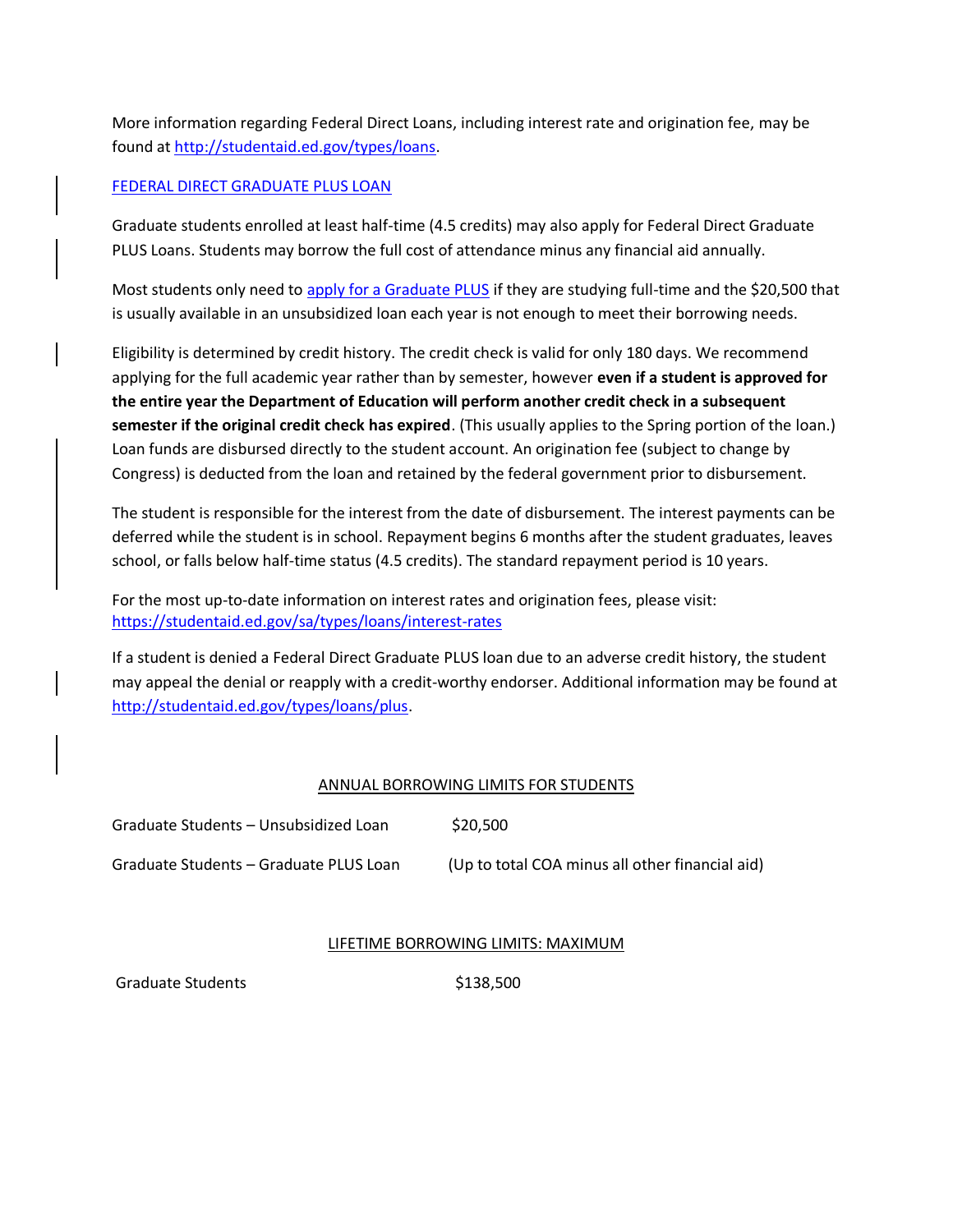More information regarding Federal Direct Loans, including interest rate and origination fee, may be found at [http://studentaid.ed.gov/types/loans](http://studentaid.ed.gov/types/loans).

## FEDERAL DIRECT GRADUATE PLUS LOAN

Graduate students enrolled at least half-time (4.5 credits) may also apply for Federal Direct Graduate PLUS Loans. Students may borrow the full cost of attendance minus any financial aid annually.

Most students only need to apply for a Graduate PLUS if they are studying full-time and the $20,500 that is usually available in an unsubsidized loan each year is not enough to meet their borrowing needs.

Eligibility is determined by credit history. The credit check is valid for only 180 days. We recommend applying for the full academic year rather than by semester, however **even if a student is approved for the entire year the Department of Education will perform another credit check in a subsequent semester if the original credit check has expired**. (This usually applies to the Spring portion of the loan.) Loan funds are disbursed directly to the student account. An origination fee (subject to change by Congress) is deducted from the loan and retained by the federal government prior to disbursement.

The student is responsible for the interest from the date of disbursement. The interest payments can be deferred while the student is in school. Repayment begins 6 months after the student graduates, leaves school, or falls below half-time status (4.5 credits). The standard repayment period is 10 years.

For the most up-to-date information on interest rates and origination fees, please visit: [https://studentaid.ed.gov/sa/types/loans/interest-rates](https://studentaid.ed.gov/sa/types/loans/interest-rates)

If a student is denied a Federal Direct Graduate PLUS loan due to an adverse credit history, the student may appeal the denial or reapply with a credit-worthy endorser. Additional information may be found at [http://studentaid.ed.gov/types/loans/plus](http://studentaid.ed.gov/types/loans/plus).

### ANNUAL BORROWING LIMITS FOR STUDENTS

| | |
|---|---|
| Graduate Students – Unsubsidized Loan | $20,500 |
| Graduate Students – Graduate PLUS Loan | (Up to total COA minus all other financial aid) |

### LIFETIME BORROWING LIMITS: MAXIMUM

| | |
|---|---|
| Graduate Students | $138,500 |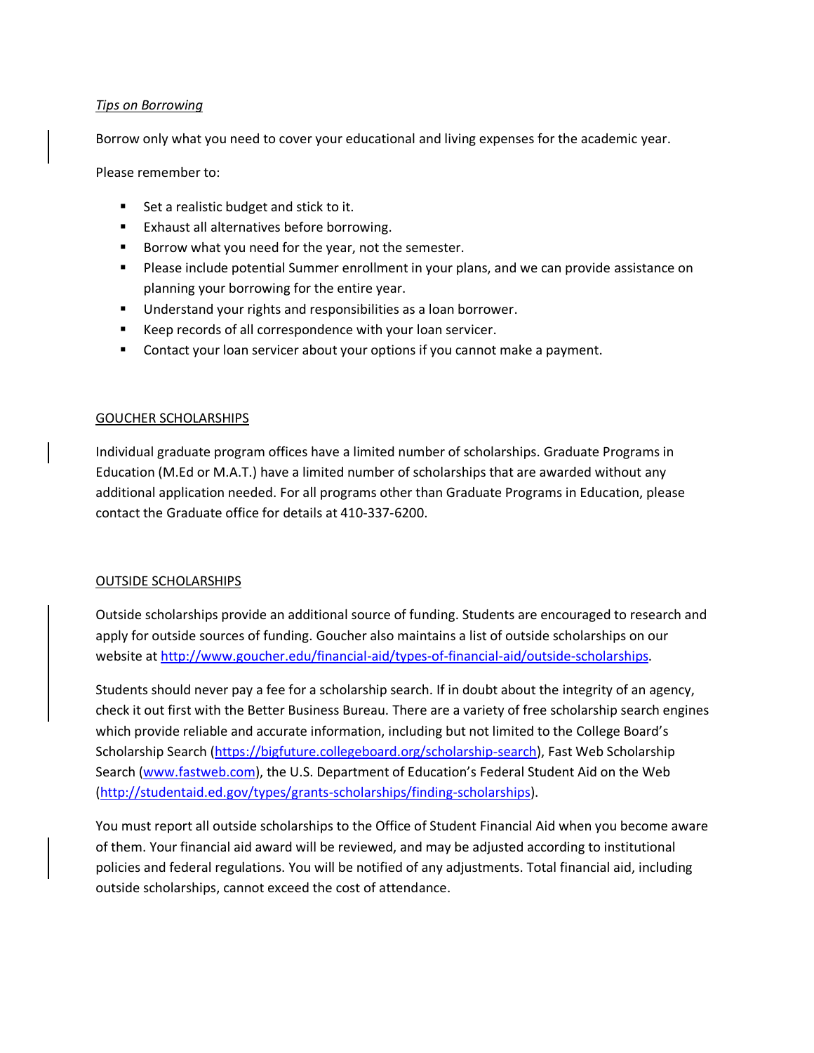*Tips on Borrowing*

Borrow only what you need to cover your educational and living expenses for the academic year.

Please remember to:

- Set a realistic budget and stick to it.
- Exhaust all alternatives before borrowing.
- Borrow what you need for the year, not the semester.
- Please include potential Summer enrollment in your plans, and we can provide assistance on planning your borrowing for the entire year.
- Understand your rights and responsibilities as a loan borrower.
- Keep records of all correspondence with your loan servicer.
- Contact your loan servicer about your options if you cannot make a payment.

## GOUCHER SCHOLARSHIPS

Individual graduate program offices have a limited number of scholarships. Graduate Programs in Education (M.Ed or M.A.T.) have a limited number of scholarships that are awarded without any additional application needed. For all programs other than Graduate Programs in Education, please contact the Graduate office for details at 410-337-6200.

## OUTSIDE SCHOLARSHIPS

Outside scholarships provide an additional source of funding. Students are encouraged to research and apply for outside sources of funding. Goucher also maintains a list of outside scholarships on our website at [http://www.goucher.edu/financial-aid/types-of-financial-aid/outside-scholarships](http://www.goucher.edu/financial-aid/types-of-financial-aid/outside-scholarships).

Students should never pay a fee for a scholarship search. If in doubt about the integrity of an agency, check it out first with the Better Business Bureau. There are a variety of free scholarship search engines which provide reliable and accurate information, including but not limited to the College Board's Scholarship Search ([https://bigfuture.collegeboard.org/scholarship-search](https://bigfuture.collegeboard.org/scholarship-search)), Fast Web Scholarship Search ([www.fastweb.com](http://www.fastweb.com)), the U.S. Department of Education's Federal Student Aid on the Web ([http://studentaid.ed.gov/types/grants-scholarships/finding-scholarships](http://studentaid.ed.gov/types/grants-scholarships/finding-scholarships)).

You must report all outside scholarships to the Office of Student Financial Aid when you become aware of them. Your financial aid award will be reviewed, and may be adjusted according to institutional policies and federal regulations. You will be notified of any adjustments. Total financial aid, including outside scholarships, cannot exceed the cost of attendance.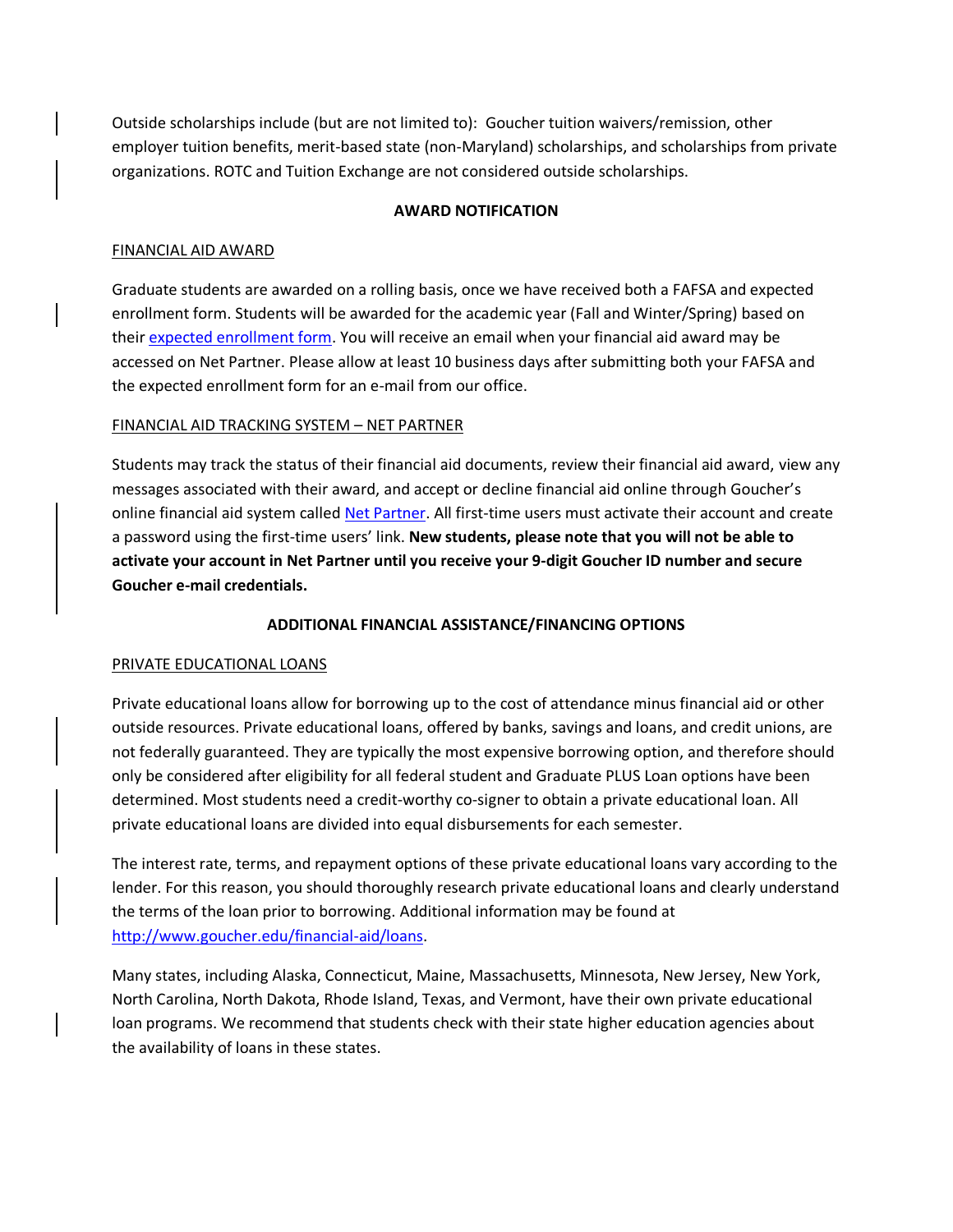Outside scholarships include (but are not limited to): Goucher tuition waivers/remission, other employer tuition benefits, merit-based state (non-Maryland) scholarships, and scholarships from private organizations. ROTC and Tuition Exchange are not considered outside scholarships.

## AWARD NOTIFICATION

### FINANCIAL AID AWARD

Graduate students are awarded on a rolling basis, once we have received both a FAFSA and expected enrollment form. Students will be awarded for the academic year (Fall and Winter/Spring) based on their [expected enrollment form](). You will receive an email when your financial aid award may be accessed on Net Partner. Please allow at least 10 business days after submitting both your FAFSA and the expected enrollment form for an e-mail from our office.

### FINANCIAL AID TRACKING SYSTEM – NET PARTNER

Students may track the status of their financial aid documents, review their financial aid award, view any messages associated with their award, and accept or decline financial aid online through Goucher's online financial aid system called [Net Partner](). All first-time users must activate their account and create a password using the first-time users' link. **New students, please note that you will not be able to activate your account in Net Partner until you receive your 9-digit Goucher ID number and secure Goucher e-mail credentials.**

## ADDITIONAL FINANCIAL ASSISTANCE/FINANCING OPTIONS

### PRIVATE EDUCATIONAL LOANS

Private educational loans allow for borrowing up to the cost of attendance minus financial aid or other outside resources. Private educational loans, offered by banks, savings and loans, and credit unions, are not federally guaranteed. They are typically the most expensive borrowing option, and therefore should only be considered after eligibility for all federal student and Graduate PLUS Loan options have been determined. Most students need a credit-worthy co-signer to obtain a private educational loan. All private educational loans are divided into equal disbursements for each semester.

The interest rate, terms, and repayment options of these private educational loans vary according to the lender. For this reason, you should thoroughly research private educational loans and clearly understand the terms of the loan prior to borrowing. Additional information may be found at http://www.goucher.edu/financial-aid/loans.

Many states, including Alaska, Connecticut, Maine, Massachusetts, Minnesota, New Jersey, New York, North Carolina, North Dakota, Rhode Island, Texas, and Vermont, have their own private educational loan programs. We recommend that students check with their state higher education agencies about the availability of loans in these states.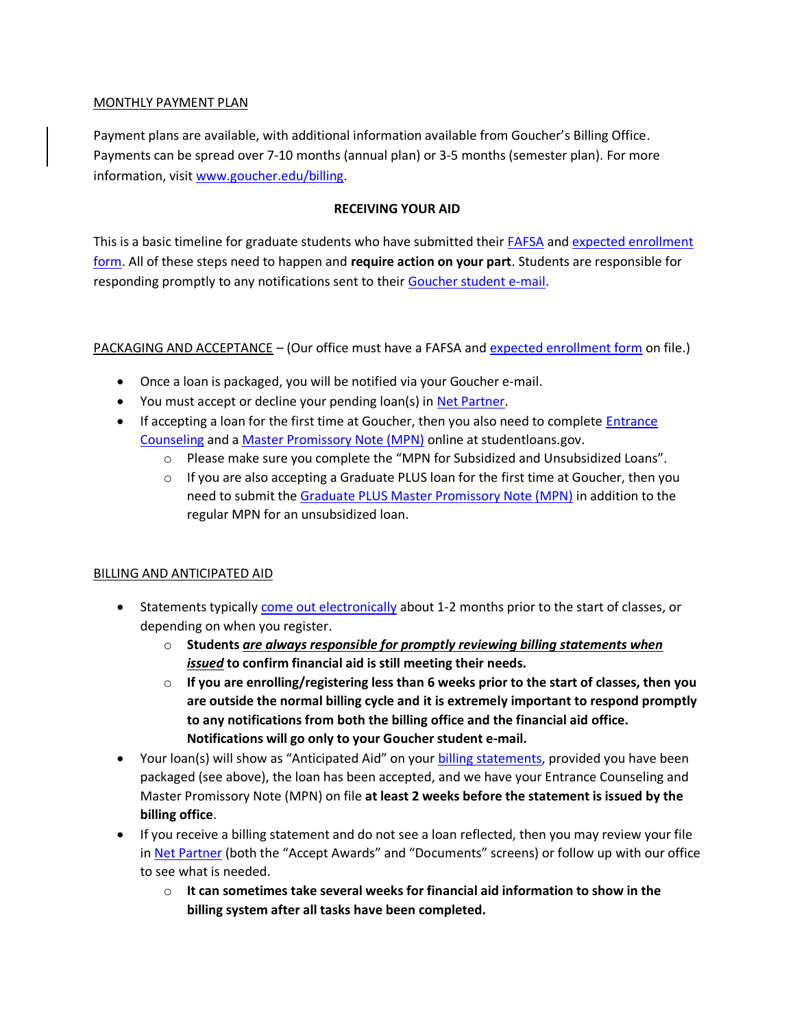MONTHLY PAYMENT PLAN

Payment plans are available, with additional information available from Goucher's Billing Office. Payments can be spread over 7-10 months (annual plan) or 3-5 months (semester plan). For more information, visit [www.goucher.edu/billing](www.goucher.edu/billing).

## RECEIVING YOUR AID

This is a basic timeline for graduate students who have submitted their FAFSA and expected enrollment form. All of these steps need to happen and **require action on your part**. Students are responsible for responding promptly to any notifications sent to their Goucher student e-mail.

PACKAGING AND ACCEPTANCE – (Our office must have a FAFSA and expected enrollment form on file.)

- Once a loan is packaged, you will be notified via your Goucher e-mail.
- You must accept or decline your pending loan(s) in Net Partner.
- If accepting a loan for the first time at Goucher, then you also need to complete Entrance Counseling and a Master Promissory Note (MPN) online at studentloans.gov.
  - Please make sure you complete the "MPN for Subsidized and Unsubsidized Loans".
  - If you are also accepting a Graduate PLUS loan for the first time at Goucher, then you need to submit the Graduate PLUS Master Promissory Note (MPN) in addition to the regular MPN for an unsubsidized loan.

BILLING AND ANTICIPATED AID

- Statements typically come out electronically about 1-2 months prior to the start of classes, or depending on when you register.
  - **Students *are always responsible for promptly reviewing billing statements when issued* to confirm financial aid is still meeting their needs.**
  - **If you are enrolling/registering less than 6 weeks prior to the start of classes, then you are outside the normal billing cycle and it is extremely important to respond promptly to any notifications from both the billing office and the financial aid office. Notifications will go only to your Goucher student e-mail.**
- Your loan(s) will show as "Anticipated Aid" on your billing statements, provided you have been packaged (see above), the loan has been accepted, and we have your Entrance Counseling and Master Promissory Note (MPN) on file **at least 2 weeks before the statement is issued by the billing office**.
- If you receive a billing statement and do not see a loan reflected, then you may review your file in Net Partner (both the "Accept Awards" and "Documents" screens) or follow up with our office to see what is needed.
  - **It can sometimes take several weeks for financial aid information to show in the billing system after all tasks have been completed.**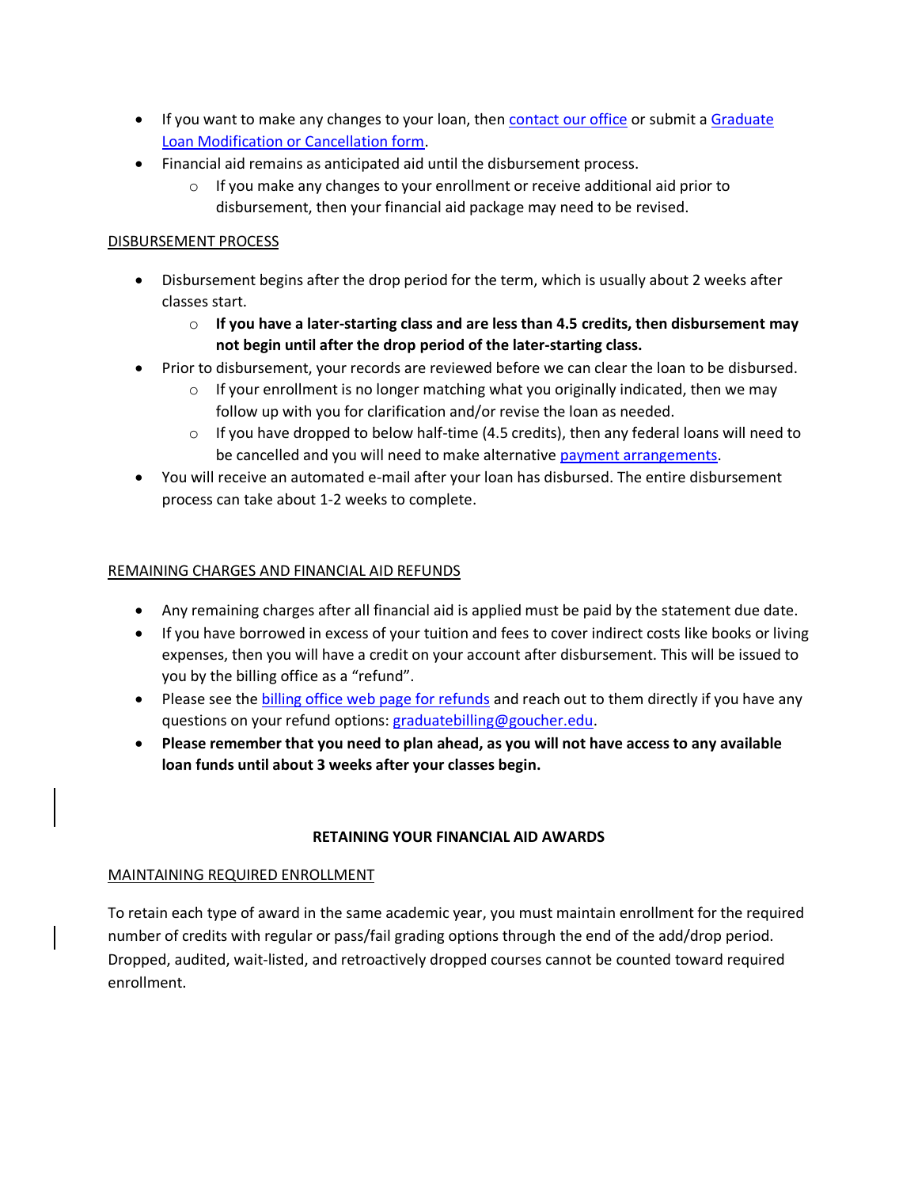- If you want to make any changes to your loan, then contact our office or submit a Graduate Loan Modification or Cancellation form.
- Financial aid remains as anticipated aid until the disbursement process.
  - If you make any changes to your enrollment or receive additional aid prior to disbursement, then your financial aid package may need to be revised.

DISBURSEMENT PROCESS

- Disbursement begins after the drop period for the term, which is usually about 2 weeks after classes start.
  - **If you have a later-starting class and are less than 4.5 credits, then disbursement may not begin until after the drop period of the later-starting class.**
- Prior to disbursement, your records are reviewed before we can clear the loan to be disbursed.
  - If your enrollment is no longer matching what you originally indicated, then we may follow up with you for clarification and/or revise the loan as needed.
  - If you have dropped to below half-time (4.5 credits), then any federal loans will need to be cancelled and you will need to make alternative payment arrangements.
- You will receive an automated e-mail after your loan has disbursed. The entire disbursement process can take about 1-2 weeks to complete.

REMAINING CHARGES AND FINANCIAL AID REFUNDS

- Any remaining charges after all financial aid is applied must be paid by the statement due date.
- If you have borrowed in excess of your tuition and fees to cover indirect costs like books or living expenses, then you will have a credit on your account after disbursement. This will be issued to you by the billing office as a "refund".
- Please see the billing office web page for refunds and reach out to them directly if you have any questions on your refund options: graduatebilling@goucher.edu.
- **Please remember that you need to plan ahead, as you will not have access to any available loan funds until about 3 weeks after your classes begin.**

## RETAINING YOUR FINANCIAL AID AWARDS

MAINTAINING REQUIRED ENROLLMENT

To retain each type of award in the same academic year, you must maintain enrollment for the required number of credits with regular or pass/fail grading options through the end of the add/drop period. Dropped, audited, wait-listed, and retroactively dropped courses cannot be counted toward required enrollment.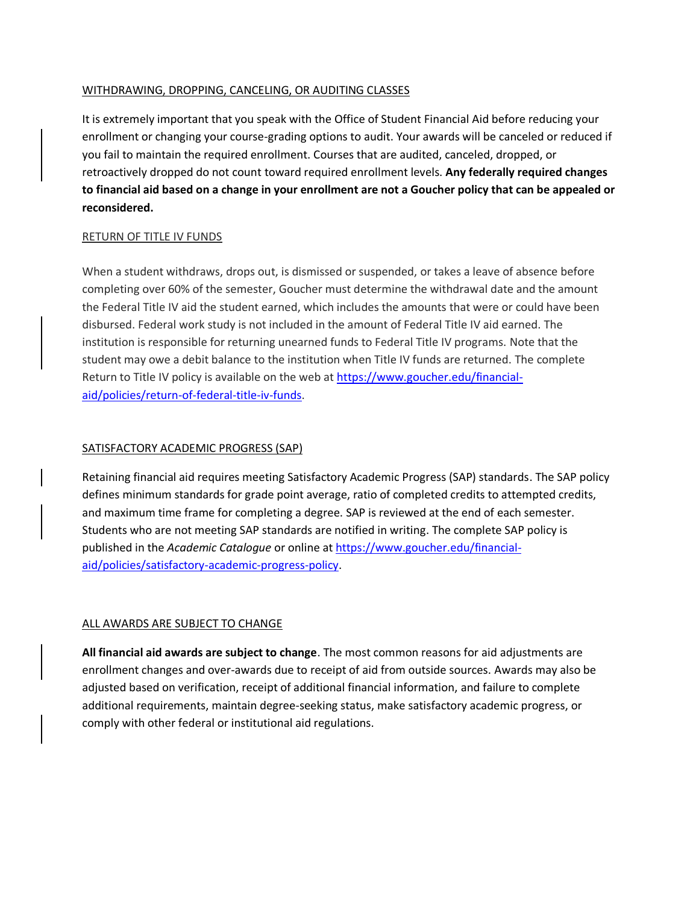## WITHDRAWING, DROPPING, CANCELING, OR AUDITING CLASSES

It is extremely important that you speak with the Office of Student Financial Aid before reducing your enrollment or changing your course-grading options to audit. Your awards will be canceled or reduced if you fail to maintain the required enrollment. Courses that are audited, canceled, dropped, or retroactively dropped do not count toward required enrollment levels. **Any federally required changes to financial aid based on a change in your enrollment are not a Goucher policy that can be appealed or reconsidered.**

## RETURN OF TITLE IV FUNDS

When a student withdraws, drops out, is dismissed or suspended, or takes a leave of absence before completing over 60% of the semester, Goucher must determine the withdrawal date and the amount the Federal Title IV aid the student earned, which includes the amounts that were or could have been disbursed. Federal work study is not included in the amount of Federal Title IV aid earned. The institution is responsible for returning unearned funds to Federal Title IV programs. Note that the student may owe a debit balance to the institution when Title IV funds are returned. The complete Return to Title IV policy is available on the web at [https://www.goucher.edu/financial-aid/policies/return-of-federal-title-iv-funds](https://www.goucher.edu/financial-aid/policies/return-of-federal-title-iv-funds).

## SATISFACTORY ACADEMIC PROGRESS (SAP)

Retaining financial aid requires meeting Satisfactory Academic Progress (SAP) standards. The SAP policy defines minimum standards for grade point average, ratio of completed credits to attempted credits, and maximum time frame for completing a degree. SAP is reviewed at the end of each semester. Students who are not meeting SAP standards are notified in writing. The complete SAP policy is published in the *Academic Catalogue* or online at [https://www.goucher.edu/financial-aid/policies/satisfactory-academic-progress-policy](https://www.goucher.edu/financial-aid/policies/satisfactory-academic-progress-policy).

## ALL AWARDS ARE SUBJECT TO CHANGE

**All financial aid awards are subject to change**. The most common reasons for aid adjustments are enrollment changes and over-awards due to receipt of aid from outside sources. Awards may also be adjusted based on verification, receipt of additional financial information, and failure to complete additional requirements, maintain degree-seeking status, make satisfactory academic progress, or comply with other federal or institutional aid regulations.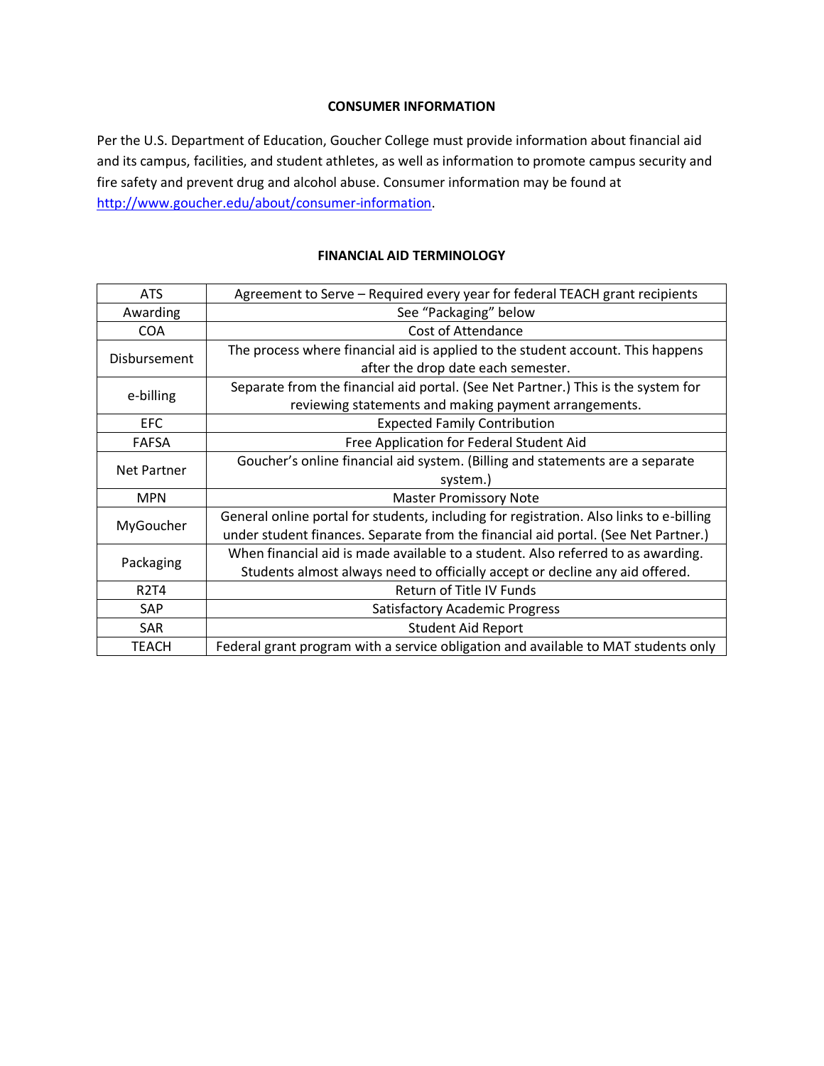## CONSUMER INFORMATION

Per the U.S. Department of Education, Goucher College must provide information about financial aid and its campus, facilities, and student athletes, as well as information to promote campus security and fire safety and prevent drug and alcohol abuse. Consumer information may be found at http://www.goucher.edu/about/consumer-information.

## FINANCIAL AID TERMINOLOGY

| | |
|---|---|
| ATS | Agreement to Serve – Required every year for federal TEACH grant recipients |
| Awarding | See "Packaging" below |
| COA | Cost of Attendance |
| Disbursement | The process where financial aid is applied to the student account. This happens after the drop date each semester. |
| e-billing | Separate from the financial aid portal. (See Net Partner.) This is the system for reviewing statements and making payment arrangements. |
| EFC | Expected Family Contribution |
| FAFSA | Free Application for Federal Student Aid |
| Net Partner | Goucher's online financial aid system. (Billing and statements are a separate system.) |
| MPN | Master Promissory Note |
| MyGoucher | General online portal for students, including for registration. Also links to e-billing under student finances. Separate from the financial aid portal. (See Net Partner.) |
| Packaging | When financial aid is made available to a student. Also referred to as awarding. Students almost always need to officially accept or decline any aid offered. |
| R2T4 | Return of Title IV Funds |
| SAP | Satisfactory Academic Progress |
| SAR | Student Aid Report |
| TEACH | Federal grant program with a service obligation and available to MAT students only |